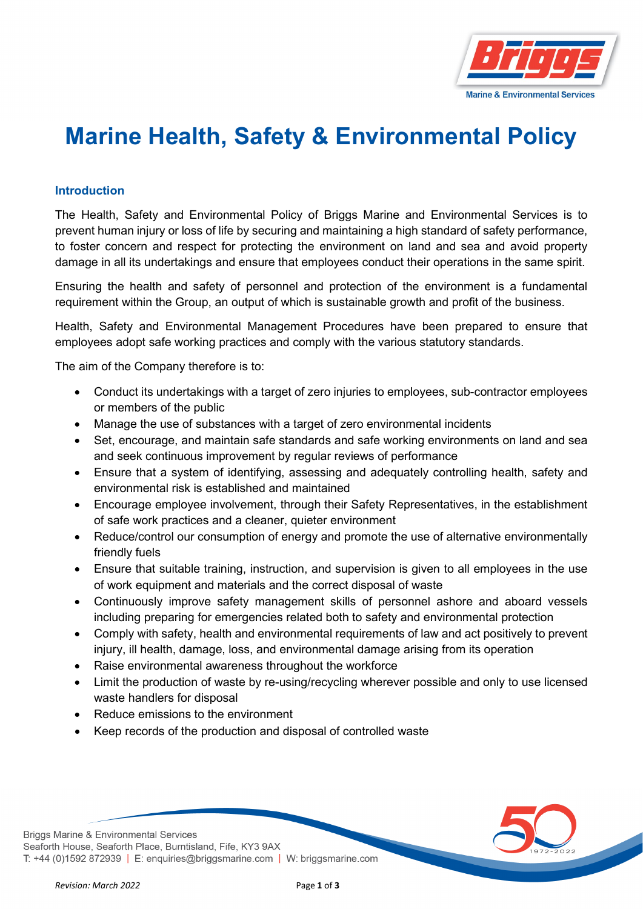# Marine Health, Safety & Environmental Policy

## Introduction

The Health, Safety and Environmental Policy of Briggs Marine and Environmental Services is to prevent human injury or loss of life by securing and maintaining a high standard of safety performance, to foster concern and respect for protecting the environment on land and sea and avoid property damage in all its undertakings and ensure that employees conduct their operations in the same spirit.

Ensuring the health and safety of personnel and protection of the environment is a fundamental requirement within the Group, an output of which is sustainable growth and profit of the business.

Health, Safety and Environmental Management Procedures have been prepared to ensure that employees adopt safe working practices and comply with the various statutory standards.

The aim of the Company therefore is to:

- Conduct its undertakings with a target of zero injuries to employees, sub-contractor employees or members of the public
- Manage the use of substances with a target of zero environmental incidents
- Set, encourage, and maintain safe standards and safe working environments on land and sea and seek continuous improvement by regular reviews of performance
- Ensure that a system of identifying, assessing and adequately controlling health, safety and environmental risk is established and maintained
- Encourage employee involvement, through their Safety Representatives, in the establishment of safe work practices and a cleaner, quieter environment
- Reduce/control our consumption of energy and promote the use of alternative environmentally friendly fuels
- Ensure that suitable training, instruction, and supervision is given to all employees in the use of work equipment and materials and the correct disposal of waste
- Continuously improve safety management skills of personnel ashore and aboard vessels including preparing for emergencies related both to safety and environmental protection
- Comply with safety, health and environmental requirements of law and act positively to prevent injury, ill health, damage, loss, and environmental damage arising from its operation
- Raise environmental awareness throughout the workforce
- Limit the production of waste by re-using/recycling wherever possible and only to use licensed waste handlers for disposal
- Reduce emissions to the environment
- Keep records of the production and disposal of controlled waste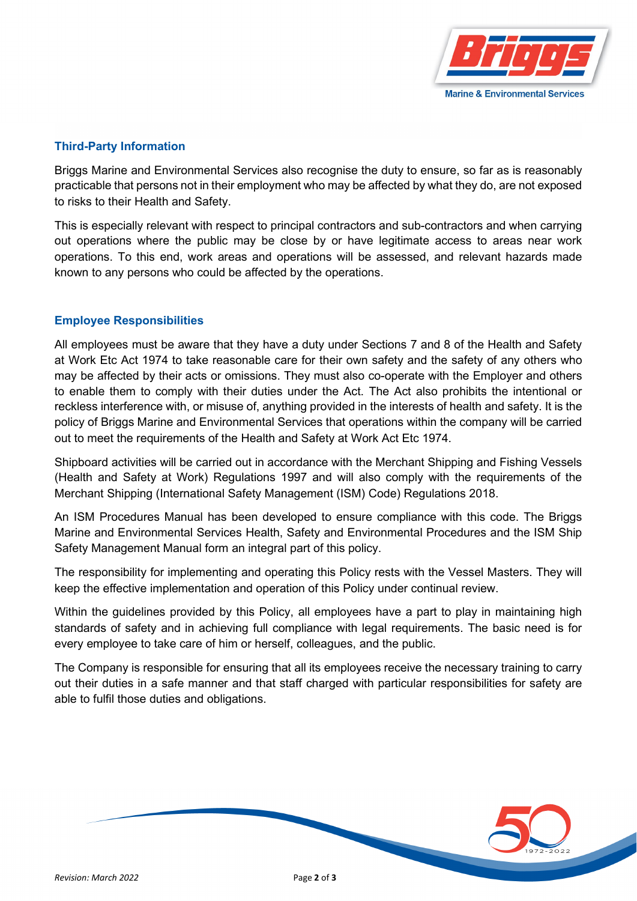## Third-Party Information

Briggs Marine and Environmental Services also recognise the duty to ensure, so far as is reasonably practicable that persons not in their employment who may be affected by what they do, are not exposed to risks to their Health and Safety.

This is especially relevant with respect to principal contractors and sub-contractors and when carrying out operations where the public may be close by or have legitimate access to areas near work operations. To this end, work areas and operations will be assessed, and relevant hazards made known to any persons who could be affected by the operations.

## Employee Responsibilities

All employees must be aware that they have a duty under Sections 7 and 8 of the Health and Safety at Work Etc Act 1974 to take reasonable care for their own safety and the safety of any others who may be affected by their acts or omissions. They must also co-operate with the Employer and others to enable them to comply with their duties under the Act. The Act also prohibits the intentional or reckless interference with, or misuse of, anything provided in the interests of health and safety. It is the policy of Briggs Marine and Environmental Services that operations within the company will be carried out to meet the requirements of the Health and Safety at Work Act Etc 1974.

Shipboard activities will be carried out in accordance with the Merchant Shipping and Fishing Vessels (Health and Safety at Work) Regulations 1997 and will also comply with the requirements of the Merchant Shipping (International Safety Management (ISM) Code) Regulations 2018.

An ISM Procedures Manual has been developed to ensure compliance with this code. The Briggs Marine and Environmental Services Health, Safety and Environmental Procedures and the ISM Ship Safety Management Manual form an integral part of this policy.

The responsibility for implementing and operating this Policy rests with the Vessel Masters. They will keep the effective implementation and operation of this Policy under continual review.

Within the guidelines provided by this Policy, all employees have a part to play in maintaining high standards of safety and in achieving full compliance with legal requirements. The basic need is for every employee to take care of him or herself, colleagues, and the public.

The Company is responsible for ensuring that all its employees receive the necessary training to carry out their duties in a safe manner and that staff charged with particular responsibilities for safety are able to fulfil those duties and obligations.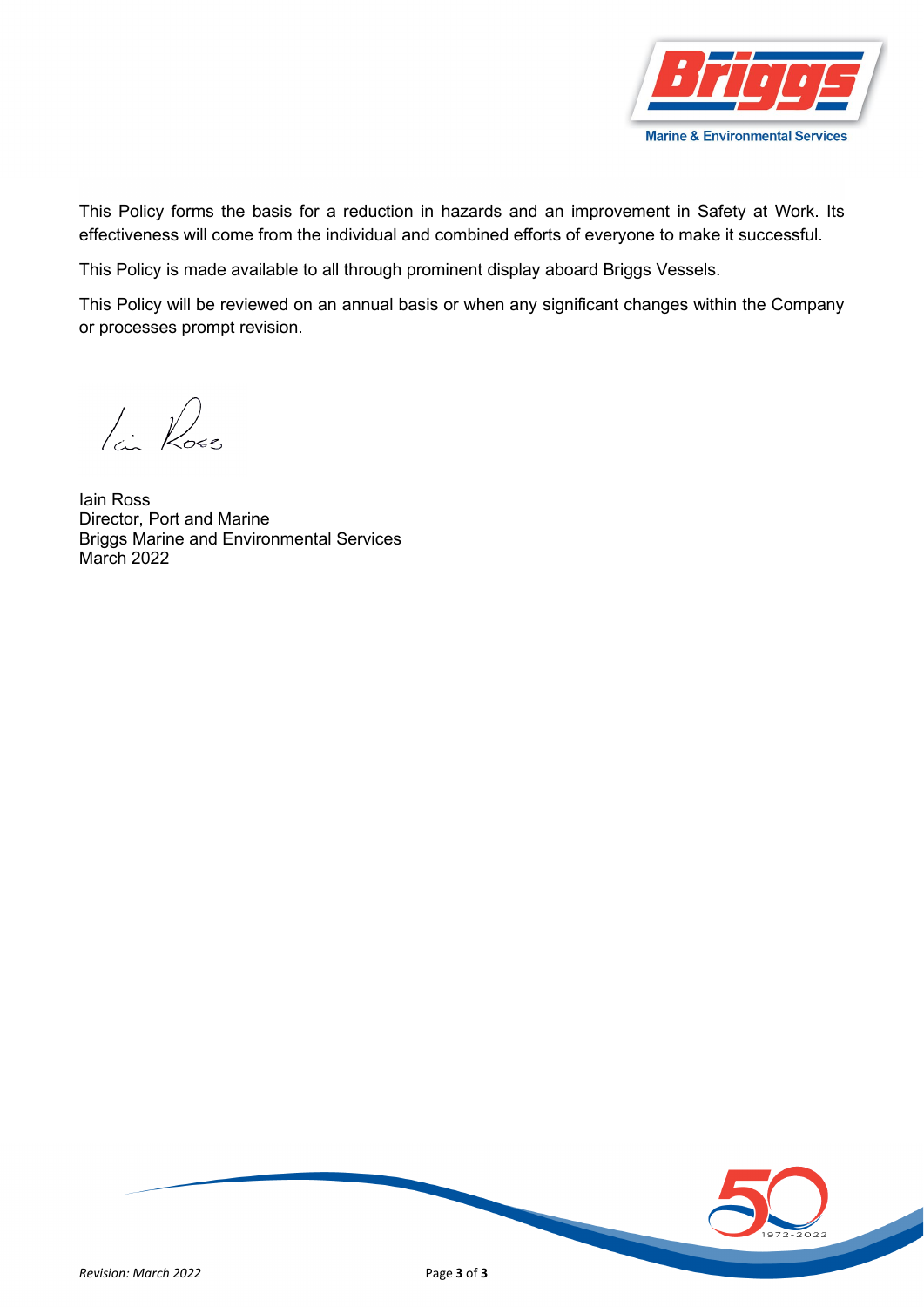This Policy forms the basis for a reduction in hazards and an improvement in Safety at Work. Its effectiveness will come from the individual and combined efforts of everyone to make it successful.

This Policy is made available to all through prominent display aboard Briggs Vessels.

This Policy will be reviewed on an annual basis or when any significant changes within the Company or processes prompt revision.

Iain Ross
Director, Port and Marine
Briggs Marine and Environmental Services
March 2022